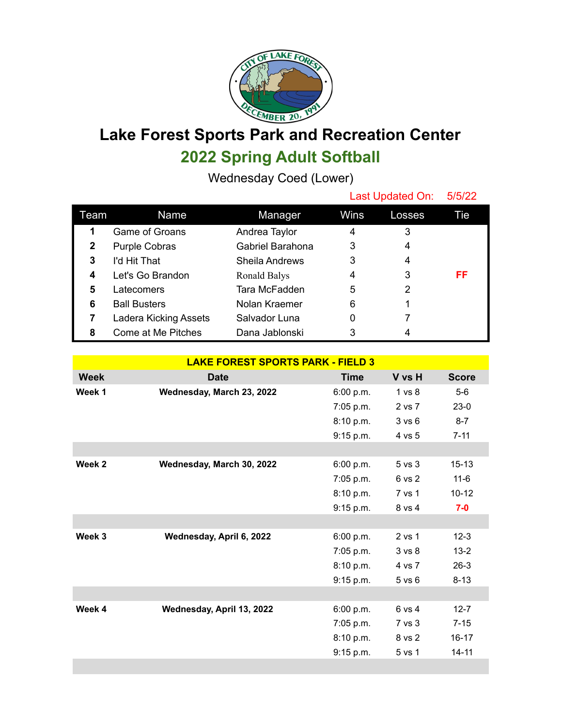# Lake Forest Sports Park and Recreation Center

## 2022 Spring Adult Softball

Wednesday Coed (Lower)

Last Updated On: 5/5/22

| Team | Name | Manager | Wins | Losses | Tie |
|---|---|---|---|---|---|
| 1 | Game of Groans | Andrea Taylor | 4 | 3 | |
| 2 | Purple Cobras | Gabriel Barahona | 3 | 4 | |
| 3 | I'd Hit That | Sheila Andrews | 3 | 4 | |
| 4 | Let's Go Brandon | Ronald Balys | 4 | 3 | FF |
| 5 | Latecomers | Tara McFadden | 5 | 2 | |
| 6 | Ball Busters | Nolan Kraemer | 6 | 1 | |
| 7 | Ladera Kicking Assets | Salvador Luna | 0 | 7 | |
| 8 | Come at Me Pitches | Dana Jablonski | 3 | 4 | |

**LAKE FOREST SPORTS PARK - FIELD 3**

| Week | Date | Time | V vs H | Score |
|---|---|---|---|---|
| **Week 1** | **Wednesday, March 23, 2022** | 6:00 p.m. | 1 vs 8 | 5-6 |
| | | 7:05 p.m. | 2 vs 7 | 23-0 |
| | | 8:10 p.m. | 3 vs 6 | 8-7 |
| | | 9:15 p.m. | 4 vs 5 | 7-11 |
| **Week 2** | **Wednesday, March 30, 2022** | 6:00 p.m. | 5 vs 3 | 15-13 |
| | | 7:05 p.m. | 6 vs 2 | 11-6 |
| | | 8:10 p.m. | 7 vs 1 | 10-12 |
| | | 9:15 p.m. | 8 vs 4 | **7-0** |
| **Week 3** | **Wednesday, April 6, 2022** | 6:00 p.m. | 2 vs 1 | 12-3 |
| | | 7:05 p.m. | 3 vs 8 | 13-2 |
| | | 8:10 p.m. | 4 vs 7 | 26-3 |
| | | 9:15 p.m. | 5 vs 6 | 8-13 |
| **Week 4** | **Wednesday, April 13, 2022** | 6:00 p.m. | 6 vs 4 | 12-7 |
| | | 7:05 p.m. | 7 vs 3 | 7-15 |
| | | 8:10 p.m. | 8 vs 2 | 16-17 |
| | | 9:15 p.m. | 5 vs 1 | 14-11 |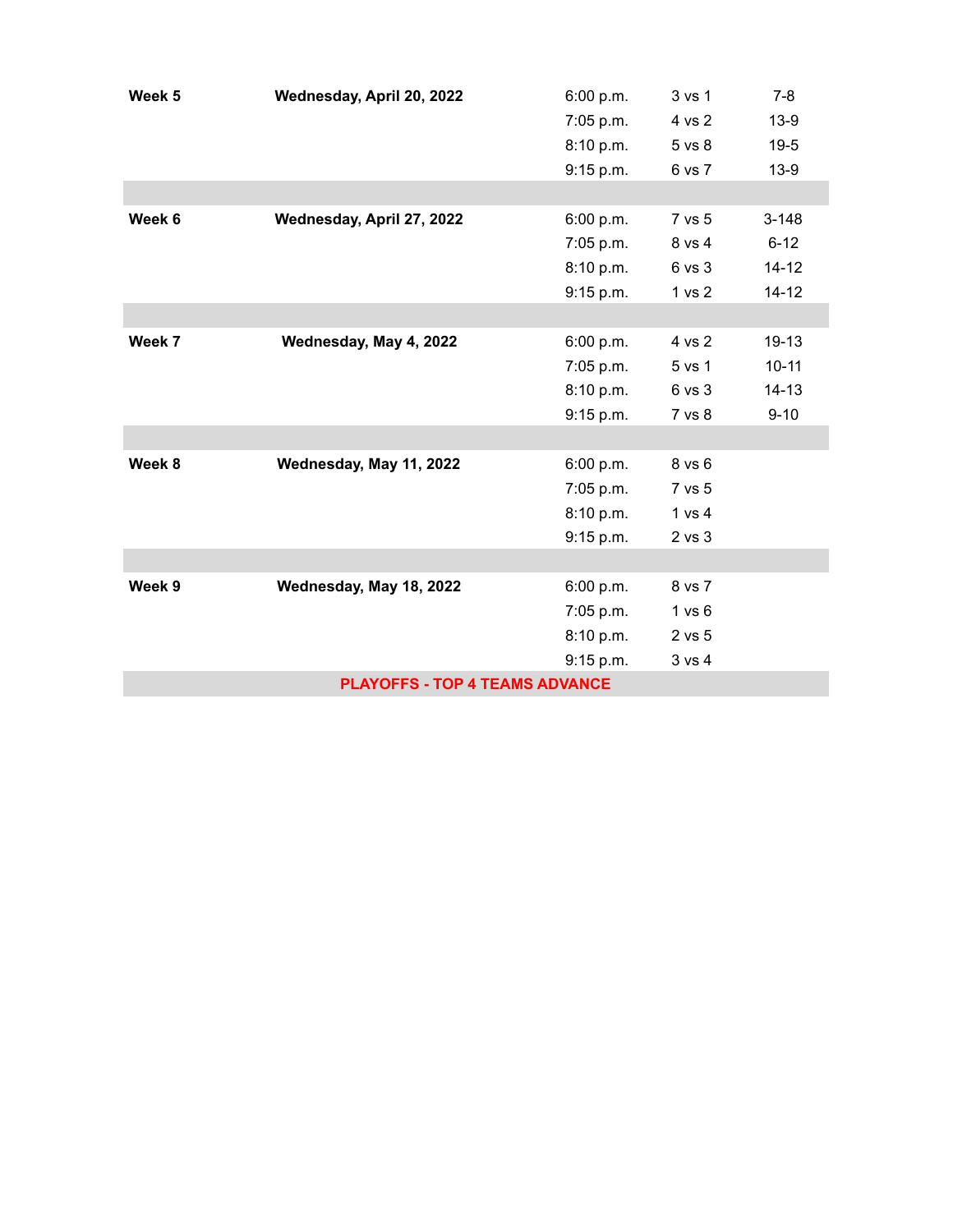| | | | | |
|---|---|---|---|---|
| **Week 5** | **Wednesday, April 20, 2022** | 6:00 p.m. | 3 vs 1 | 7-8 |
| | | 7:05 p.m. | 4 vs 2 | 13-9 |
| | | 8:10 p.m. | 5 vs 8 | 19-5 |
| | | 9:15 p.m. | 6 vs 7 | 13-9 |
| | | | | |
| **Week 6** | **Wednesday, April 27, 2022** | 6:00 p.m. | 7 vs 5 | 3-148 |
| | | 7:05 p.m. | 8 vs 4 | 6-12 |
| | | 8:10 p.m. | 6 vs 3 | 14-12 |
| | | 9:15 p.m. | 1 vs 2 | 14-12 |
| | | | | |
| **Week 7** | **Wednesday, May 4, 2022** | 6:00 p.m. | 4 vs 2 | 19-13 |
| | | 7:05 p.m. | 5 vs 1 | 10-11 |
| | | 8:10 p.m. | 6 vs 3 | 14-13 |
| | | 9:15 p.m. | 7 vs 8 | 9-10 |
| | | | | |
| **Week 8** | **Wednesday, May 11, 2022** | 6:00 p.m. | 8 vs 6 | |
| | | 7:05 p.m. | 7 vs 5 | |
| | | 8:10 p.m. | 1 vs 4 | |
| | | 9:15 p.m. | 2 vs 3 | |
| | | | | |
| **Week 9** | **Wednesday, May 18, 2022** | 6:00 p.m. | 8 vs 7 | |
| | | 7:05 p.m. | 1 vs 6 | |
| | | 8:10 p.m. | 2 vs 5 | |
| | | 9:15 p.m. | 3 vs 4 | |
| **PLAYOFFS - TOP 4 TEAMS ADVANCE** | | | | |